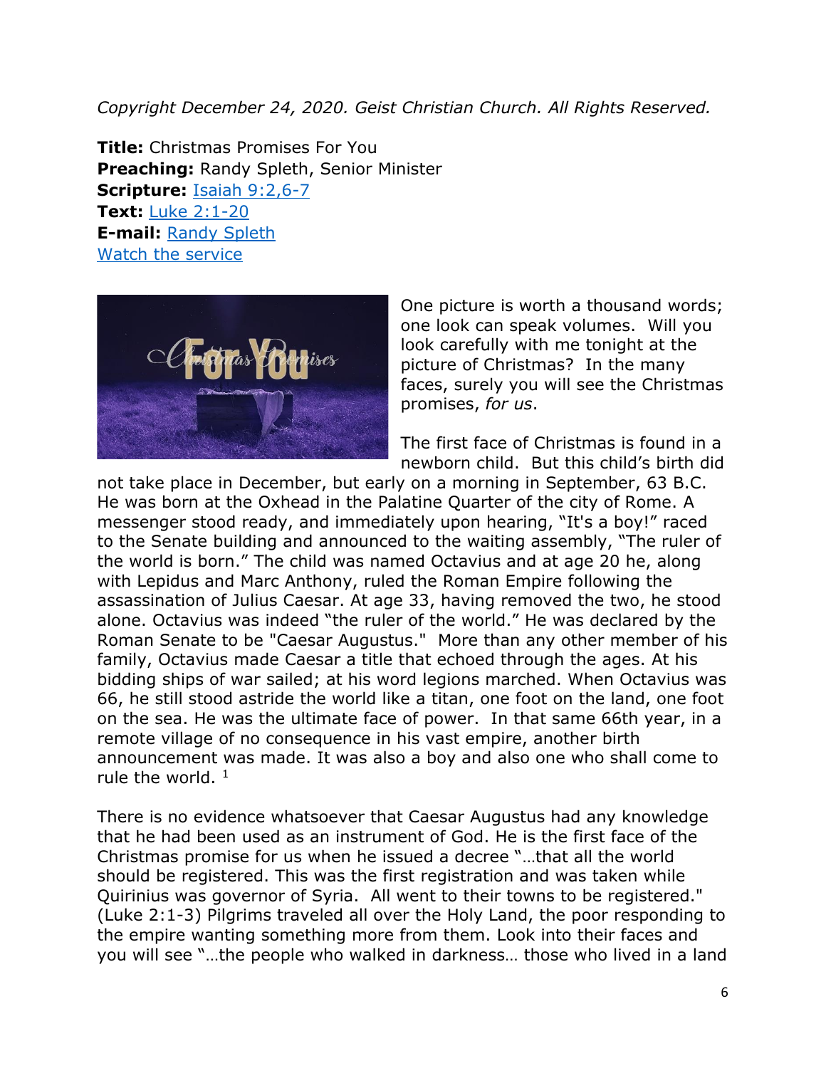*Copyright December 24, 2020. Geist Christian Church. All Rights Reserved.*

**Title:** Christmas Promises For You
**Preaching:** Randy Spleth, Senior Minister
**Scripture:** [Isaiah 9:2,6-7]
**Text:** [Luke 2:1-20]
**E-mail:** [Randy Spleth]
[Watch the service]

One picture is worth a thousand words; one look can speak volumes. Will you look carefully with me tonight at the picture of Christmas? In the many faces, surely you will see the Christmas promises, *for us*.

The first face of Christmas is found in a newborn child. But this child's birth did not take place in December, but early on a morning in September, 63 B.C. He was born at the Oxhead in the Palatine Quarter of the city of Rome. A messenger stood ready, and immediately upon hearing, "It's a boy!" raced to the Senate building and announced to the waiting assembly, "The ruler of the world is born." The child was named Octavius and at age 20 he, along with Lepidus and Marc Anthony, ruled the Roman Empire following the assassination of Julius Caesar. At age 33, having removed the two, he stood alone. Octavius was indeed "the ruler of the world." He was declared by the Roman Senate to be "Caesar Augustus." More than any other member of his family, Octavius made Caesar a title that echoed through the ages. At his bidding ships of war sailed; at his word legions marched. When Octavius was 66, he still stood astride the world like a titan, one foot on the land, one foot on the sea. He was the ultimate face of power. In that same 66th year, in a remote village of no consequence in his vast empire, another birth announcement was made. It was also a boy and also one who shall come to rule the world. [1]

There is no evidence whatsoever that Caesar Augustus had any knowledge that he had been used as an instrument of God. He is the first face of the Christmas promise for us when he issued a decree "…that all the world should be registered. This was the first registration and was taken while Quirinius was governor of Syria. All went to their towns to be registered." (Luke 2:1-3) Pilgrims traveled all over the Holy Land, the poor responding to the empire wanting something more from them. Look into their faces and you will see "…the people who walked in darkness… those who lived in a land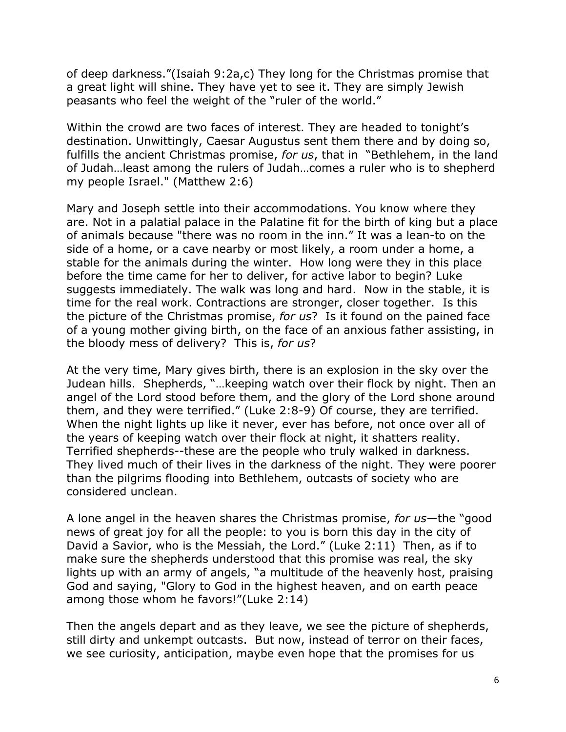of deep darkness."(Isaiah 9:2a,c) They long for the Christmas promise that a great light will shine. They have yet to see it. They are simply Jewish peasants who feel the weight of the "ruler of the world."

Within the crowd are two faces of interest. They are headed to tonight's destination. Unwittingly, Caesar Augustus sent them there and by doing so, fulfills the ancient Christmas promise, *for us*, that in "Bethlehem, in the land of Judah…least among the rulers of Judah…comes a ruler who is to shepherd my people Israel." (Matthew 2:6)

Mary and Joseph settle into their accommodations. You know where they are. Not in a palatial palace in the Palatine fit for the birth of king but a place of animals because "there was no room in the inn." It was a lean-to on the side of a home, or a cave nearby or most likely, a room under a home, a stable for the animals during the winter. How long were they in this place before the time came for her to deliver, for active labor to begin? Luke suggests immediately. The walk was long and hard. Now in the stable, it is time for the real work. Contractions are stronger, closer together. Is this the picture of the Christmas promise, *for us*? Is it found on the pained face of a young mother giving birth, on the face of an anxious father assisting, in the bloody mess of delivery? This is, *for us*?

At the very time, Mary gives birth, there is an explosion in the sky over the Judean hills. Shepherds, "…keeping watch over their flock by night. Then an angel of the Lord stood before them, and the glory of the Lord shone around them, and they were terrified." (Luke 2:8-9) Of course, they are terrified. When the night lights up like it never, ever has before, not once over all of the years of keeping watch over their flock at night, it shatters reality. Terrified shepherds--these are the people who truly walked in darkness. They lived much of their lives in the darkness of the night. They were poorer than the pilgrims flooding into Bethlehem, outcasts of society who are considered unclean.

A lone angel in the heaven shares the Christmas promise, *for us*—the "good news of great joy for all the people: to you is born this day in the city of David a Savior, who is the Messiah, the Lord." (Luke 2:11) Then, as if to make sure the shepherds understood that this promise was real, the sky lights up with an army of angels, "a multitude of the heavenly host, praising God and saying, "Glory to God in the highest heaven, and on earth peace among those whom he favors!"(Luke 2:14)

Then the angels depart and as they leave, we see the picture of shepherds, still dirty and unkempt outcasts. But now, instead of terror on their faces, we see curiosity, anticipation, maybe even hope that the promises for us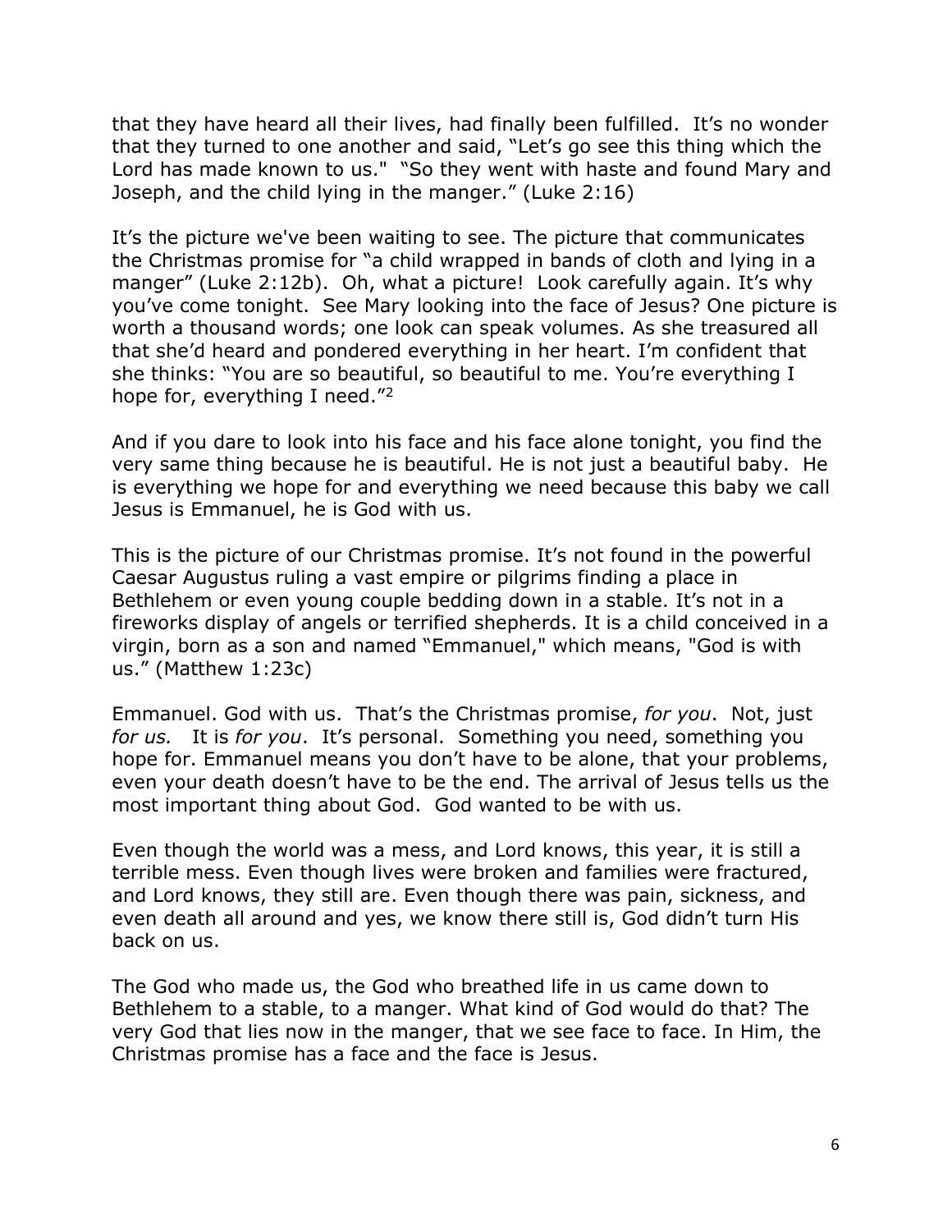that they have heard all their lives, had finally been fulfilled. It's no wonder that they turned to one another and said, "Let's go see this thing which the Lord has made known to us." "So they went with haste and found Mary and Joseph, and the child lying in the manger." (Luke 2:16)

It's the picture we've been waiting to see. The picture that communicates the Christmas promise for "a child wrapped in bands of cloth and lying in a manger" (Luke 2:12b). Oh, what a picture! Look carefully again. It's why you've come tonight. See Mary looking into the face of Jesus? One picture is worth a thousand words; one look can speak volumes. As she treasured all that she'd heard and pondered everything in her heart. I'm confident that she thinks: "You are so beautiful, so beautiful to me. You're everything I hope for, everything I need."[2]

And if you dare to look into his face and his face alone tonight, you find the very same thing because he is beautiful. He is not just a beautiful baby. He is everything we hope for and everything we need because this baby we call Jesus is Emmanuel, he is God with us.

This is the picture of our Christmas promise. It's not found in the powerful Caesar Augustus ruling a vast empire or pilgrims finding a place in Bethlehem or even young couple bedding down in a stable. It's not in a fireworks display of angels or terrified shepherds. It is a child conceived in a virgin, born as a son and named "Emmanuel," which means, "God is with us." (Matthew 1:23c)

Emmanuel. God with us. That's the Christmas promise, *for you*. Not, just *for us.* It is *for you*. It's personal. Something you need, something you hope for. Emmanuel means you don't have to be alone, that your problems, even your death doesn't have to be the end. The arrival of Jesus tells us the most important thing about God. God wanted to be with us.

Even though the world was a mess, and Lord knows, this year, it is still a terrible mess. Even though lives were broken and families were fractured, and Lord knows, they still are. Even though there was pain, sickness, and even death all around and yes, we know there still is, God didn't turn His back on us.

The God who made us, the God who breathed life in us came down to Bethlehem to a stable, to a manger. What kind of God would do that? The very God that lies now in the manger, that we see face to face. In Him, the Christmas promise has a face and the face is Jesus.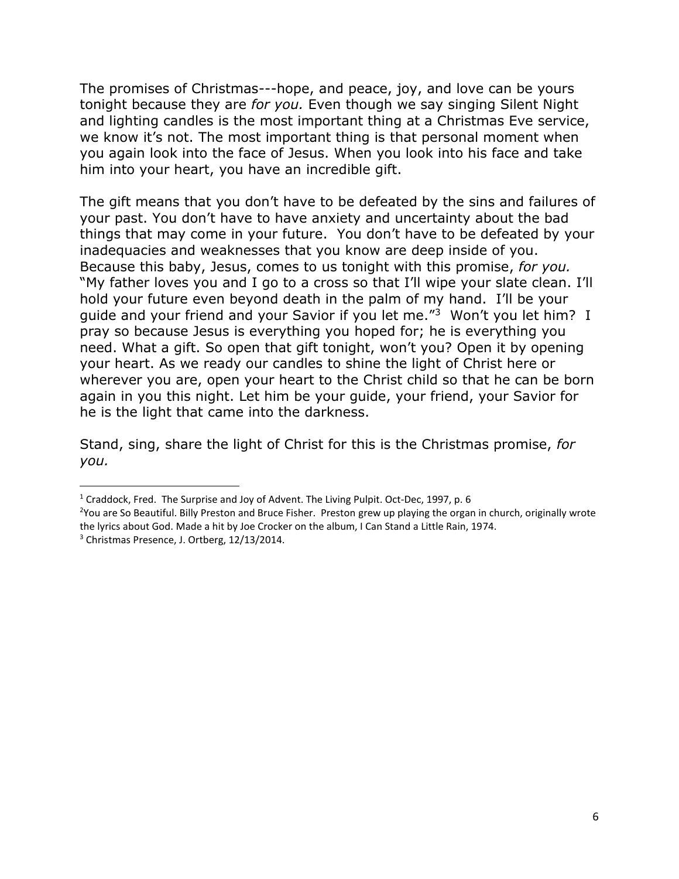The promises of Christmas---hope, and peace, joy, and love can be yours tonight because they are *for you.* Even though we say singing Silent Night and lighting candles is the most important thing at a Christmas Eve service, we know it's not. The most important thing is that personal moment when you again look into the face of Jesus. When you look into his face and take him into your heart, you have an incredible gift.

The gift means that you don't have to be defeated by the sins and failures of your past. You don't have to have anxiety and uncertainty about the bad things that may come in your future. You don't have to be defeated by your inadequacies and weaknesses that you know are deep inside of you. Because this baby, Jesus, comes to us tonight with this promise, *for you.* "My father loves you and I go to a cross so that I'll wipe your slate clean. I'll hold your future even beyond death in the palm of my hand. I'll be your guide and your friend and your Savior if you let me."[3] Won't you let him? I pray so because Jesus is everything you hoped for; he is everything you need. What a gift. So open that gift tonight, won't you? Open it by opening your heart. As we ready our candles to shine the light of Christ here or wherever you are, open your heart to the Christ child so that he can be born again in you this night. Let him be your guide, your friend, your Savior for he is the light that came into the darkness.

Stand, sing, share the light of Christ for this is the Christmas promise, *for you.*

---

[1] Craddock, Fred. The Surprise and Joy of Advent. The Living Pulpit. Oct-Dec, 1997, p. 6

[2] You are So Beautiful. Billy Preston and Bruce Fisher. Preston grew up playing the organ in church, originally wrote the lyrics about God. Made a hit by Joe Crocker on the album, I Can Stand a Little Rain, 1974.

[3] Christmas Presence, J. Ortberg, 12/13/2014.